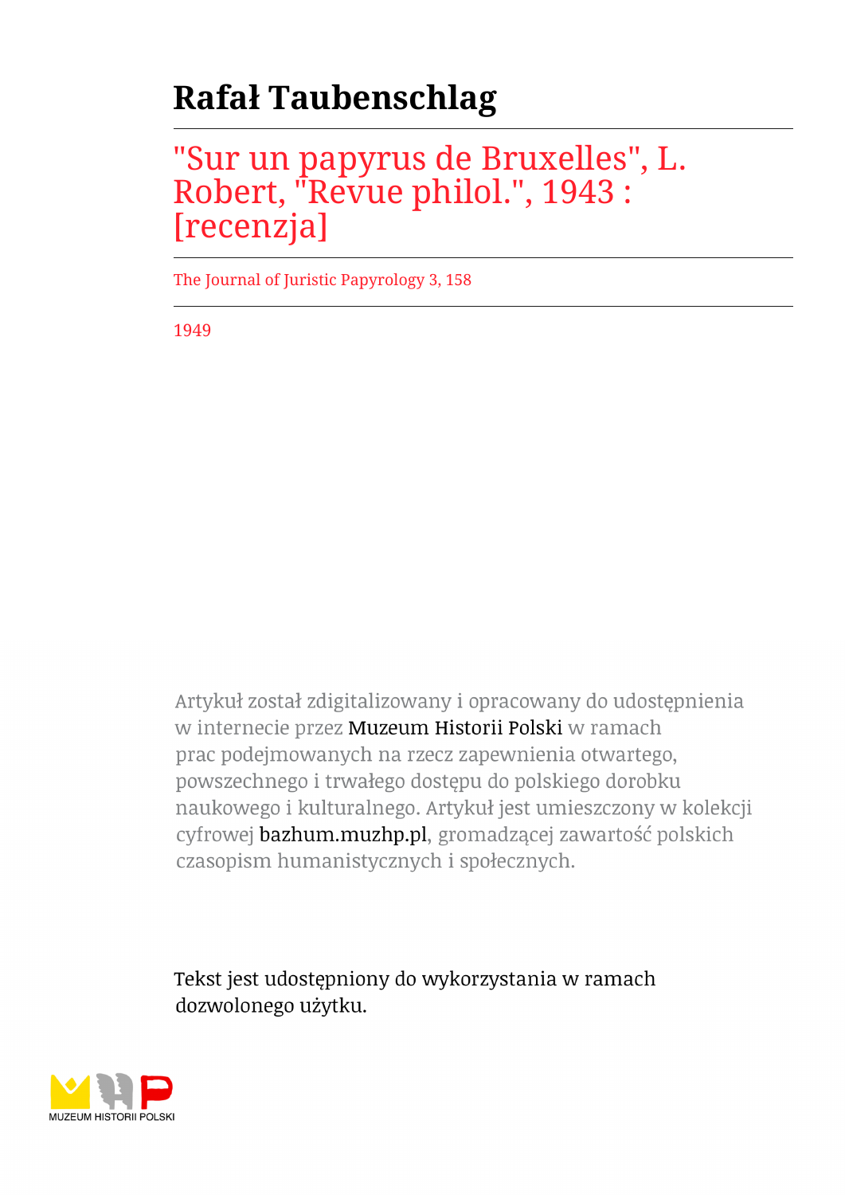# Rafał Taubenschlag

## "Sur un papyrus de Bruxelles", L. Robert, "Revue philol.", 1943 : [recenzja]

The Journal of Juristic Papyrology 3, 158

1949

Artykuł został zdigitalizowany i opracowany do udostępnienia w internecie przez Muzeum Historii Polski w ramach prac podejmowanych na rzecz zapewnienia otwartego, powszechnego i trwałego dostępu do polskiego dorobku naukowego i kulturalnego. Artykuł jest umieszczony w kolekcji cyfrowej bazhum.muzhp.pl, gromadzącej zawartość polskich czasopism humanistycznych i społecznych.

Tekst jest udostępniony do wykorzystania w ramach dozwolonego użytku.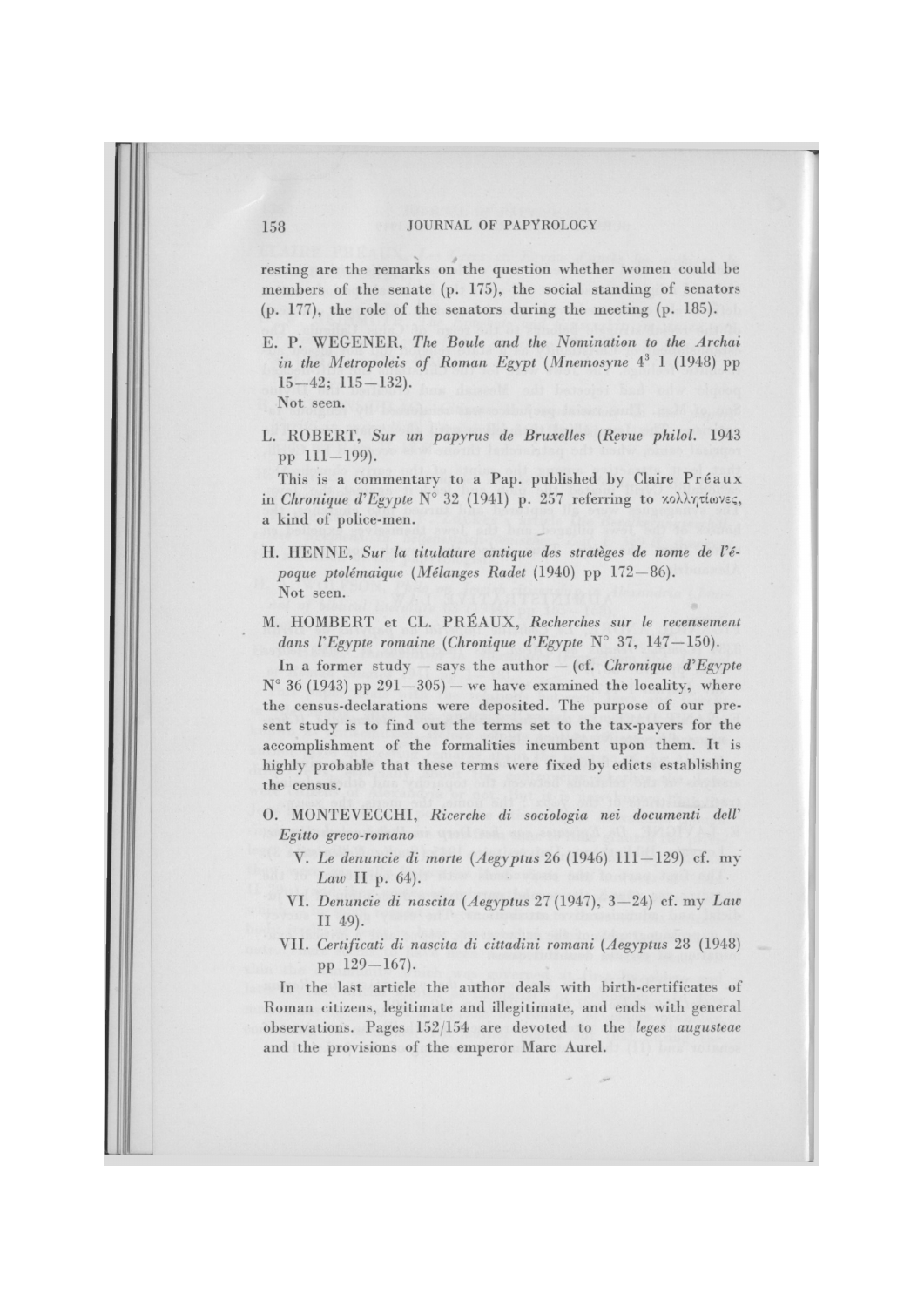resting are the remarks on the question whether women could be members of the senate (p. 175), the social standing of senators (p. 177), the role of the senators during the meeting (p. 185).

E. P. WEGENER, *The Boule and the Nomination to the Archai in the Metropoleis of Roman Egypt* (*Mnemosyne* $4^3$ 1 (1948) pp 15—42; 115—132).
Not seen.

L. ROBERT, *Sur un papyrus de Bruxelles* (*Revue philol.* 1943 pp 111—199).

This is a commentary to a Pap. published by Claire Préaux in *Chronique d'Egypte* N° 32 (1941) p. 257 referring to κολλητίωνες, a kind of police-men.

H. HENNE, *Sur la titulature antique des stratèges de nome de l'époque ptolémaique* (*Mélanges Radet* (1940) pp 172—86).
Not seen.

M. HOMBERT et CL. PRÉAUX, *Recherches sur le recensement dans l'Egypte romaine* (*Chronique d'Egypte* N° 37, 147—150).

In a former study — says the author — (cf. *Chronique d'Egypte* N° 36 (1943) pp 291—305) — we have examined the locality, where the census-declarations were deposited. The purpose of our present study is to find out the terms set to the tax-payers for the accomplishment of the formalities incumbent upon them. It is highly probable that these terms were fixed by edicts establishing the census.

O. MONTEVECCHI, *Ricerche di sociologia nei documenti dell' Egitto greco-romano*

V. *Le denuncie di morte* (*Aegyptus* 26 (1946) 111—129) cf. my *Law* II p. 64).

VI. *Denuncie di nascita* (*Aegyptus* 27 (1947), 3—24) cf. my *Law* II 49).

VII. *Certificati di nascita di cittadini romani* (*Aegyptus* 28 (1948) pp 129—167).

In the last article the author deals with birth-certificates of Roman citizens, legitimate and illegitimate, and ends with general observations. Pages 152/154 are devoted to the *leges augusteae* and the provisions of the emperor Marc Aurel.